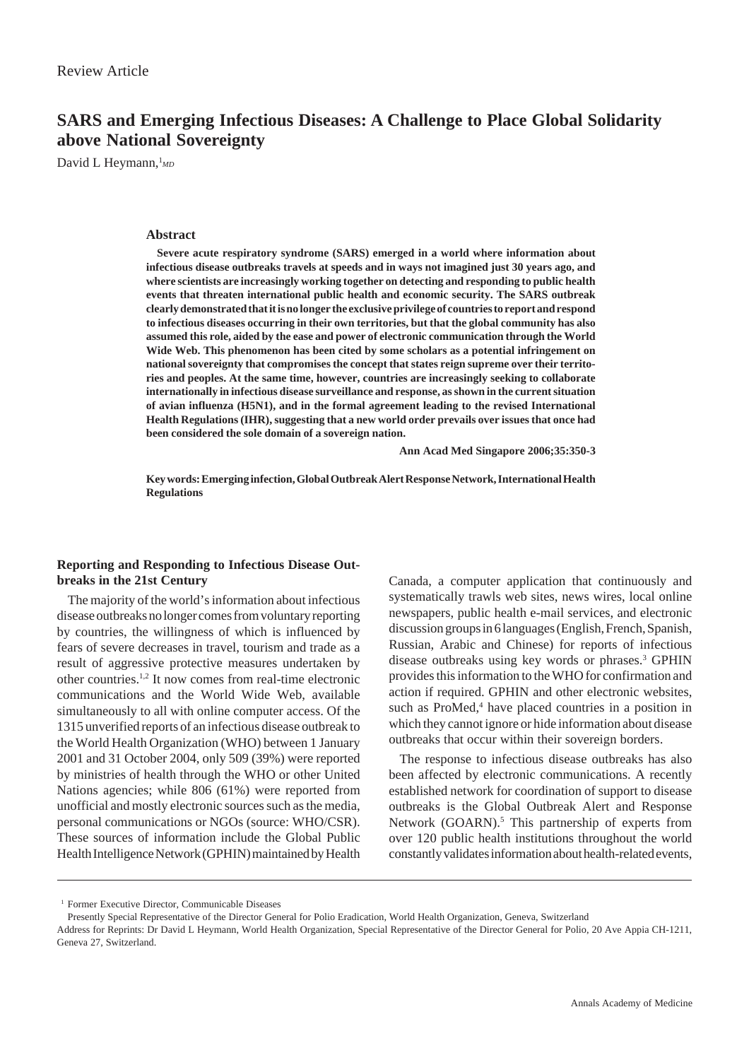Review Article

# SARS and Emerging Infectious Diseases: A Challenge to Place Global Solidarity above National Sovereignty

David L Heymann,[1] *MD*

## Abstract

**Severe acute respiratory syndrome (SARS) emerged in a world where information about infectious disease outbreaks travels at speeds and in ways not imagined just 30 years ago, and where scientists are increasingly working together on detecting and responding to public health events that threaten international public health and economic security. The SARS outbreak clearly demonstrated that it is no longer the exclusive privilege of countries to report and respond to infectious diseases occurring in their own territories, but that the global community has also assumed this role, aided by the ease and power of electronic communication through the World Wide Web. This phenomenon has been cited by some scholars as a potential infringement on national sovereignty that compromises the concept that states reign supreme over their territories and peoples. At the same time, however, countries are increasingly seeking to collaborate internationally in infectious disease surveillance and response, as shown in the current situation of avian influenza (H5N1), and in the formal agreement leading to the revised International Health Regulations (IHR), suggesting that a new world order prevails over issues that once had been considered the sole domain of a sovereign nation.**

**Ann Acad Med Singapore 2006;35:350-3**

**Key words: Emerging infection, Global Outbreak Alert Response Network, International Health Regulations**

## Reporting and Responding to Infectious Disease Outbreaks in the 21st Century

The majority of the world's information about infectious disease outbreaks no longer comes from voluntary reporting by countries, the willingness of which is influenced by fears of severe decreases in travel, tourism and trade as a result of aggressive protective measures undertaken by other countries.[1,2] It now comes from real-time electronic communications and the World Wide Web, available simultaneously to all with online computer access. Of the 1315 unverified reports of an infectious disease outbreak to the World Health Organization (WHO) between 1 January 2001 and 31 October 2004, only 509 (39%) were reported by ministries of health through the WHO or other United Nations agencies; while 806 (61%) were reported from unofficial and mostly electronic sources such as the media, personal communications or NGOs (source: WHO/CSR). These sources of information include the Global Public Health Intelligence Network (GPHIN) maintained by Health Canada, a computer application that continuously and systematically trawls web sites, news wires, local online newspapers, public health e-mail services, and electronic discussion groups in 6 languages (English, French, Spanish, Russian, Arabic and Chinese) for reports of infectious disease outbreaks using key words or phrases.[3] GPHIN provides this information to the WHO for confirmation and action if required. GPHIN and other electronic websites, such as ProMed,[4] have placed countries in a position in which they cannot ignore or hide information about disease outbreaks that occur within their sovereign borders.

The response to infectious disease outbreaks has also been affected by electronic communications. A recently established network for coordination of support to disease outbreaks is the Global Outbreak Alert and Response Network (GOARN).[5] This partnership of experts from over 120 public health institutions throughout the world constantly validates information about health-related events,

---

[1] Former Executive Director, Communicable Diseases
Presently Special Representative of the Director General for Polio Eradication, World Health Organization, Geneva, Switzerland
Address for Reprints: Dr David L Heymann, World Health Organization, Special Representative of the Director General for Polio, 20 Ave Appia CH-1211, Geneva 27, Switzerland.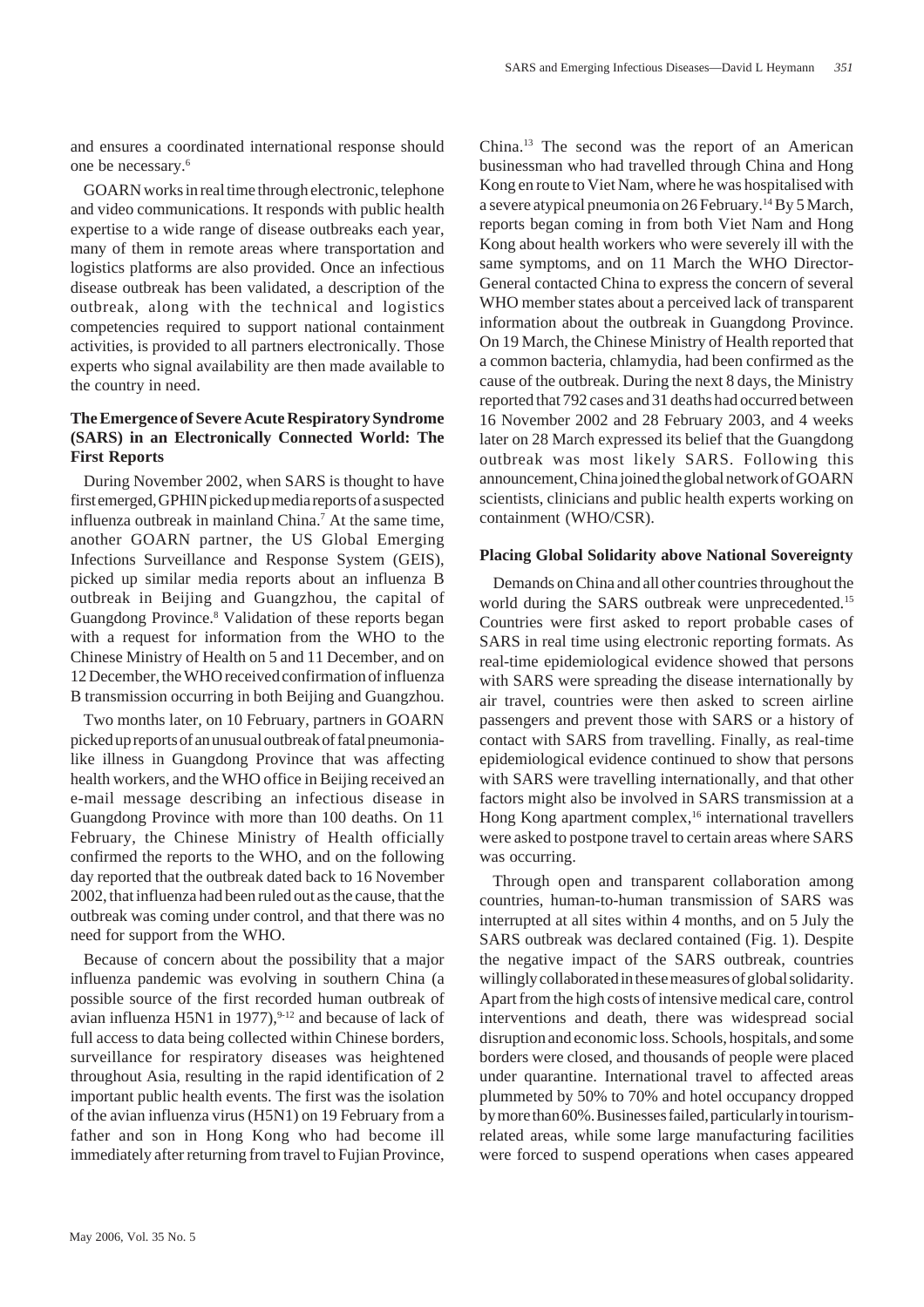and ensures a coordinated international response should one be necessary.[6]

GOARN works in real time through electronic, telephone and video communications. It responds with public health expertise to a wide range of disease outbreaks each year, many of them in remote areas where transportation and logistics platforms are also provided. Once an infectious disease outbreak has been validated, a description of the outbreak, along with the technical and logistics competencies required to support national containment activities, is provided to all partners electronically. Those experts who signal availability are then made available to the country in need.

### The Emergence of Severe Acute Respiratory Syndrome (SARS) in an Electronically Connected World: The First Reports

During November 2002, when SARS is thought to have first emerged, GPHIN picked up media reports of a suspected influenza outbreak in mainland China.[7] At the same time, another GOARN partner, the US Global Emerging Infections Surveillance and Response System (GEIS), picked up similar media reports about an influenza B outbreak in Beijing and Guangzhou, the capital of Guangdong Province.[8] Validation of these reports began with a request for information from the WHO to the Chinese Ministry of Health on 5 and 11 December, and on 12 December, the WHO received confirmation of influenza B transmission occurring in both Beijing and Guangzhou.

Two months later, on 10 February, partners in GOARN picked up reports of an unusual outbreak of fatal pneumonia-like illness in Guangdong Province that was affecting health workers, and the WHO office in Beijing received an e-mail message describing an infectious disease in Guangdong Province with more than 100 deaths. On 11 February, the Chinese Ministry of Health officially confirmed the reports to the WHO, and on the following day reported that the outbreak dated back to 16 November 2002, that influenza had been ruled out as the cause, that the outbreak was coming under control, and that there was no need for support from the WHO.

Because of concern about the possibility that a major influenza pandemic was evolving in southern China (a possible source of the first recorded human outbreak of avian influenza H5N1 in 1977),[9-12] and because of lack of full access to data being collected within Chinese borders, surveillance for respiratory diseases was heightened throughout Asia, resulting in the rapid identification of 2 important public health events. The first was the isolation of the avian influenza virus (H5N1) on 19 February from a father and son in Hong Kong who had become ill immediately after returning from travel to Fujian Province, China.[13] The second was the report of an American businessman who had travelled through China and Hong Kong en route to Viet Nam, where he was hospitalised with a severe atypical pneumonia on 26 February.[14] By 5 March, reports began coming in from both Viet Nam and Hong Kong about health workers who were severely ill with the same symptoms, and on 11 March the WHO Director-General contacted China to express the concern of several WHO member states about a perceived lack of transparent information about the outbreak in Guangdong Province. On 19 March, the Chinese Ministry of Health reported that a common bacteria, chlamydia, had been confirmed as the cause of the outbreak. During the next 8 days, the Ministry reported that 792 cases and 31 deaths had occurred between 16 November 2002 and 28 February 2003, and 4 weeks later on 28 March expressed its belief that the Guangdong outbreak was most likely SARS. Following this announcement, China joined the global network of GOARN scientists, clinicians and public health experts working on containment (WHO/CSR).

### Placing Global Solidarity above National Sovereignty

Demands on China and all other countries throughout the world during the SARS outbreak were unprecedented.[15] Countries were first asked to report probable cases of SARS in real time using electronic reporting formats. As real-time epidemiological evidence showed that persons with SARS were spreading the disease internationally by air travel, countries were then asked to screen airline passengers and prevent those with SARS or a history of contact with SARS from travelling. Finally, as real-time epidemiological evidence continued to show that persons with SARS were travelling internationally, and that other factors might also be involved in SARS transmission at a Hong Kong apartment complex,[16] international travellers were asked to postpone travel to certain areas where SARS was occurring.

Through open and transparent collaboration among countries, human-to-human transmission of SARS was interrupted at all sites within 4 months, and on 5 July the SARS outbreak was declared contained (Fig. 1). Despite the negative impact of the SARS outbreak, countries willingly collaborated in these measures of global solidarity. Apart from the high costs of intensive medical care, control interventions and death, there was widespread social disruption and economic loss. Schools, hospitals, and some borders were closed, and thousands of people were placed under quarantine. International travel to affected areas plummeted by 50% to 70% and hotel occupancy dropped by more than 60%. Businesses failed, particularly in tourism-related areas, while some large manufacturing facilities were forced to suspend operations when cases appeared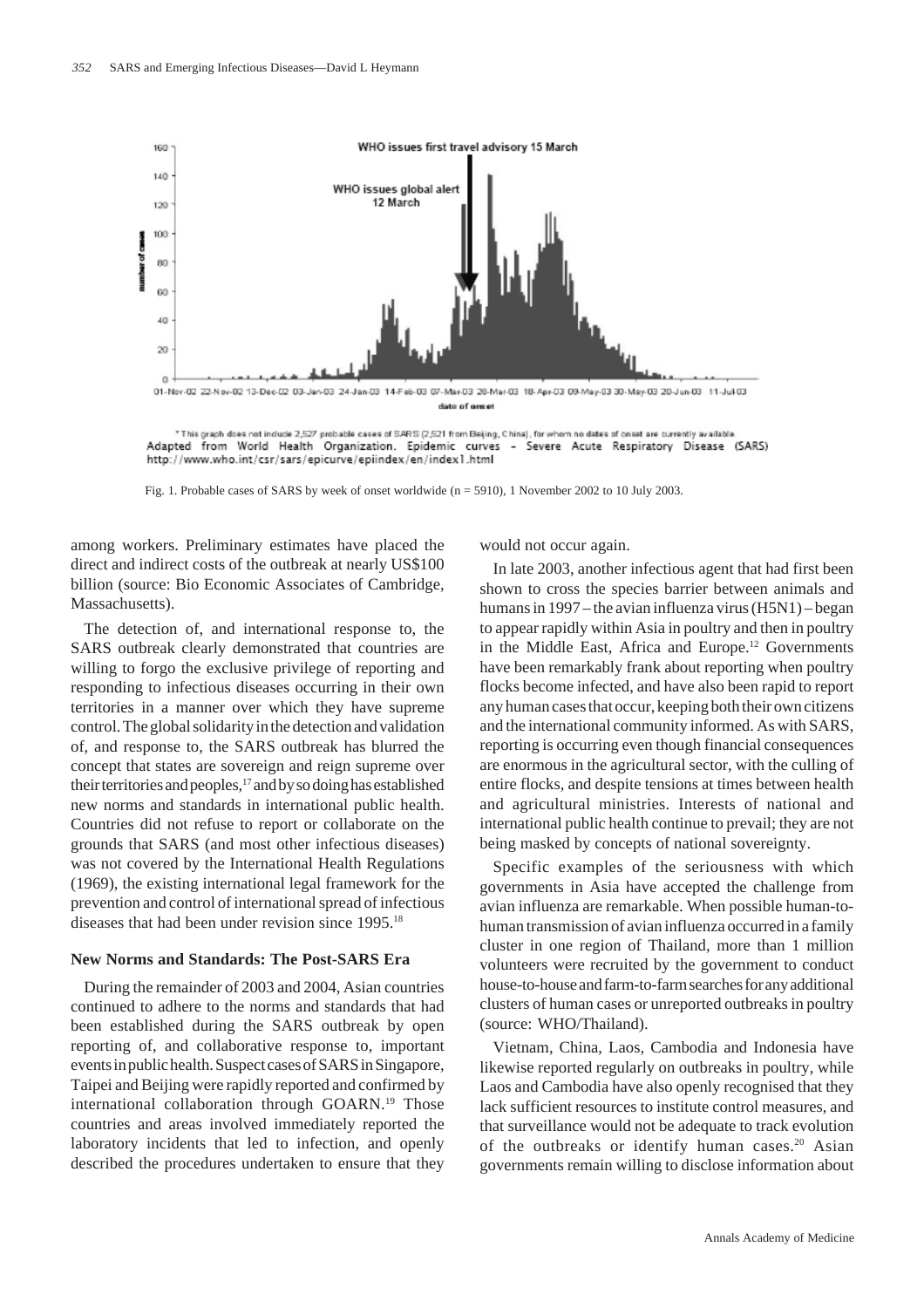Fig. 1. Probable cases of SARS by week of onset worldwide (n = 5910), 1 November 2002 to 10 July 2003.

among workers. Preliminary estimates have placed the direct and indirect costs of the outbreak at nearly US$100 billion (source: Bio Economic Associates of Cambridge, Massachusetts).

The detection of, and international response to, the SARS outbreak clearly demonstrated that countries are willing to forgo the exclusive privilege of reporting and responding to infectious diseases occurring in their own territories in a manner over which they have supreme control. The global solidarity in the detection and validation of, and response to, the SARS outbreak has blurred the concept that states are sovereign and reign supreme over their territories and peoples,[17] and by so doing has established new norms and standards in international public health. Countries did not refuse to report or collaborate on the grounds that SARS (and most other infectious diseases) was not covered by the International Health Regulations (1969), the existing international legal framework for the prevention and control of international spread of infectious diseases that had been under revision since 1995.[18]

### New Norms and Standards: The Post-SARS Era

During the remainder of 2003 and 2004, Asian countries continued to adhere to the norms and standards that had been established during the SARS outbreak by open reporting of, and collaborative response to, important events in public health. Suspect cases of SARS in Singapore, Taipei and Beijing were rapidly reported and confirmed by international collaboration through GOARN.[19] Those countries and areas involved immediately reported the laboratory incidents that led to infection, and openly described the procedures undertaken to ensure that they would not occur again.

In late 2003, another infectious agent that had first been shown to cross the species barrier between animals and humans in 1997 – the avian influenza virus (H5N1) – began to appear rapidly within Asia in poultry and then in poultry in the Middle East, Africa and Europe.[12] Governments have been remarkably frank about reporting when poultry flocks become infected, and have also been rapid to report any human cases that occur, keeping both their own citizens and the international community informed. As with SARS, reporting is occurring even though financial consequences are enormous in the agricultural sector, with the culling of entire flocks, and despite tensions at times between health and agricultural ministries. Interests of national and international public health continue to prevail; they are not being masked by concepts of national sovereignty.

Specific examples of the seriousness with which governments in Asia have accepted the challenge from avian influenza are remarkable. When possible human-to-human transmission of avian influenza occurred in a family cluster in one region of Thailand, more than 1 million volunteers were recruited by the government to conduct house-to-house and farm-to-farm searches for any additional clusters of human cases or unreported outbreaks in poultry (source: WHO/Thailand).

Vietnam, China, Laos, Cambodia and Indonesia have likewise reported regularly on outbreaks in poultry, while Laos and Cambodia have also openly recognised that they lack sufficient resources to institute control measures, and that surveillance would not be adequate to track evolution of the outbreaks or identify human cases.[20] Asian governments remain willing to disclose information about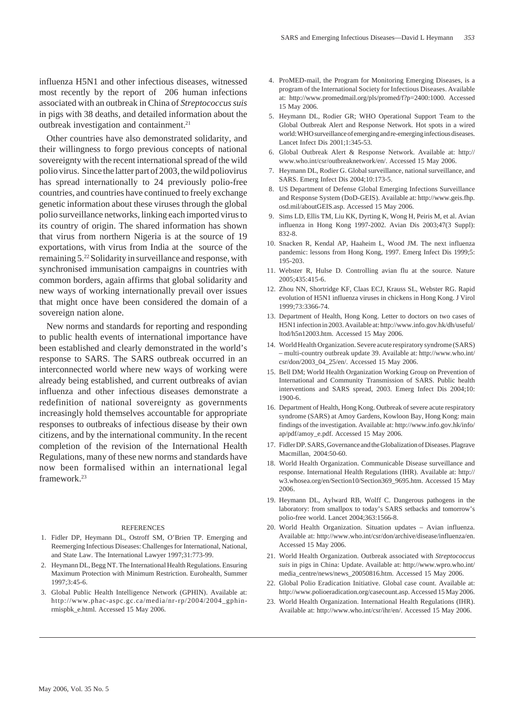influenza H5N1 and other infectious diseases, witnessed most recently by the report of 206 human infections associated with an outbreak in China of *Streptococcus suis* in pigs with 38 deaths, and detailed information about the outbreak investigation and containment.[21]

Other countries have also demonstrated solidarity, and their willingness to forgo previous concepts of national sovereignty with the recent international spread of the wild polio virus. Since the latter part of 2003, the wild poliovirus has spread internationally to 24 previously polio-free countries, and countries have continued to freely exchange genetic information about these viruses through the global polio surveillance networks, linking each imported virus to its country of origin. The shared information has shown that virus from northern Nigeria is at the source of 19 exportations, with virus from India at the source of the remaining 5.[22] Solidarity in surveillance and response, with synchronised immunisation campaigns in countries with common borders, again affirms that global solidarity and new ways of working internationally prevail over issues that might once have been considered the domain of a sovereign nation alone.

New norms and standards for reporting and responding to public health events of international importance have been established and clearly demonstrated in the world's response to SARS. The SARS outbreak occurred in an interconnected world where new ways of working were already being established, and current outbreaks of avian influenza and other infectious diseases demonstrate a redefinition of national sovereignty as governments increasingly hold themselves accountable for appropriate responses to outbreaks of infectious disease by their own citizens, and by the international community. In the recent completion of the revision of the International Health Regulations, many of these new norms and standards have now been formalised within an international legal framework.[23]

## REFERENCES

1. Fidler DP, Heymann DL, Ostroff SM, O'Brien TP. Emerging and Reemerging Infectious Diseases: Challenges for International, National, and State Law. The International Lawyer 1997;31:773-99.
2. Heymann DL, Begg NT. The International Health Regulations. Ensuring Maximum Protection with Minimum Restriction. Eurohealth, Summer 1997;3:45-6.
3. Global Public Health Intelligence Network (GPHIN). Available at: http://www.phac-aspc.gc.ca/media/nr-rp/2004/2004_gphin-rmispbk_e.html. Accessed 15 May 2006.
4. ProMED-mail, the Program for Monitoring Emerging Diseases, is a program of the International Society for Infectious Diseases. Available at: http://www.promedmail.org/pls/promed/f?p=2400:1000. Accessed 15 May 2006.
5. Heymann DL, Rodier GR; WHO Operational Support Team to the Global Outbreak Alert and Response Network. Hot spots in a wired world: WHO surveillance of emerging and re-emerging infectious diseases. Lancet Infect Dis 2001;1:345-53.
6. Global Outbreak Alert & Response Network. Available at: http://www.who.int/csr/outbreaknetwork/en/. Accessed 15 May 2006.
7. Heymann DL, Rodier G. Global surveillance, national surveillance, and SARS. Emerg Infect Dis 2004;10:173-5.
8. US Department of Defense Global Emerging Infections Surveillance and Response System (DoD-GEIS). Available at: http://www.geis.fhp.osd.mil/aboutGEIS.asp. Accessed 15 May 2006.
9. Sims LD, Ellis TM, Liu KK, Dyrting K, Wong H, Peiris M, et al. Avian influenza in Hong Kong 1997-2002. Avian Dis 2003;47(3 Suppl): 832-8.
10. Snacken R, Kendal AP, Haaheim L, Wood JM. The next influenza pandemic: lessons from Hong Kong, 1997. Emerg Infect Dis 1999;5: 195-203.
11. Webster R, Hulse D. Controlling avian flu at the source. Nature 2005;435:415-6.
12. Zhou NN, Shortridge KF, Claas ECJ, Krauss SL, Webster RG. Rapid evolution of H5N1 influenza viruses in chickens in Hong Kong. J Virol 1999;73:3366-74.
13. Department of Health, Hong Kong. Letter to doctors on two cases of H5N1 infection in 2003. Available at: http://www.info.gov.hk/dh/useful/ltod/h5n12003.htm. Accessed 15 May 2006.
14. World Health Organization. Severe acute respiratory syndrome (SARS) – multi-country outbreak update 39. Available at: http://www.who.int/csr/don/2003_04_25/en/. Accessed 15 May 2006.
15. Bell DM; World Health Organization Working Group on Prevention of International and Community Transmission of SARS. Public health interventions and SARS spread, 2003. Emerg Infect Dis 2004;10: 1900-6.
16. Department of Health, Hong Kong. Outbreak of severe acute respiratory syndrome (SARS) at Amoy Gardens, Kowloon Bay, Hong Kong: main findings of the investigation. Available at: http://www.info.gov.hk/info/ap/pdf/amoy_e.pdf. Accessed 15 May 2006.
17. Fidler DP. SARS, Governance and the Globalization of Diseases. Plagrave Macmillan, 2004:50-60.
18. World Health Organization. Communicable Disease surveillance and response. International Health Regulations (IHR). Available at: http://w3.whosea.org/en/Section10/Section369_9695.htm. Accessed 15 May 2006.
19. Heymann DL, Aylward RB, Wolff C. Dangerous pathogens in the laboratory: from smallpox to today's SARS setbacks and tomorrow's polio-free world. Lancet 2004;363:1566-8.
20. World Health Organization. Situation updates – Avian influenza. Available at: http://www.who.int/csr/don/archive/disease/influenza/en. Accessed 15 May 2006.
21. World Health Organization. Outbreak associated with *Streptococcus suis* in pigs in China: Update. Available at: http://www.wpro.who.int/media_centre/news/news_20050816.htm. Accessed 15 May 2006.
22. Global Polio Eradication Initiative. Global case count. Available at: http://www.polioeradication.org/casecount.asp. Accessed 15 May 2006.
23. World Health Organization. International Health Regulations (IHR). Available at: http://www.who.int/csr/ihr/en/. Accessed 15 May 2006.